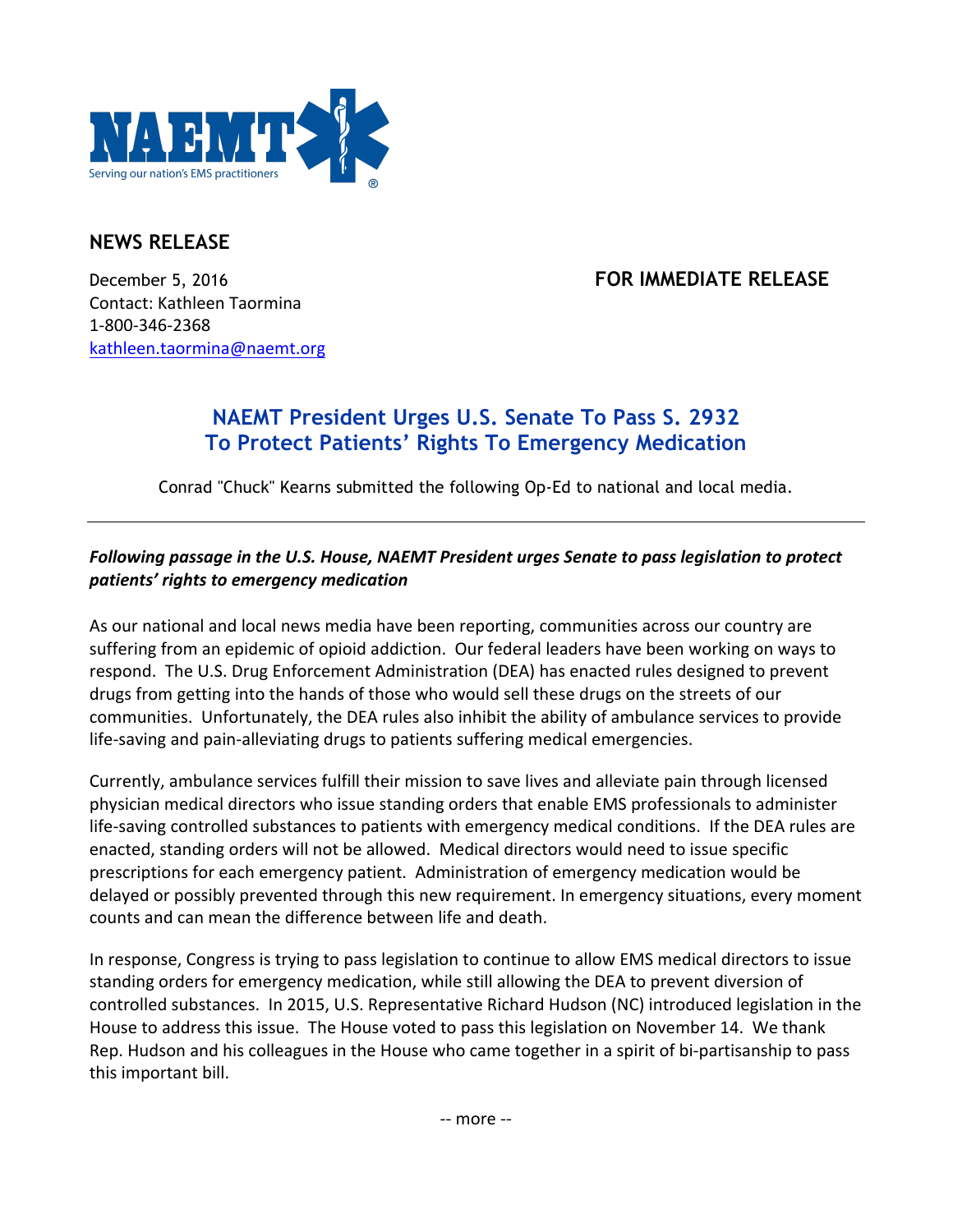NAEMT

Serving our nation's EMS practitioners

## NEWS RELEASE

December 5, 2016 **FOR IMMEDIATE RELEASE**

Contact: Kathleen Taormina
1-800-346-2368
kathleen.taormina@naemt.org

# NAEMT President Urges U.S. Senate To Pass S. 2932 To Protect Patients' Rights To Emergency Medication

Conrad "Chuck" Kearns submitted the following Op-Ed to national and local media.

---

***Following passage in the U.S. House, NAEMT President urges Senate to pass legislation to protect patients' rights to emergency medication***

As our national and local news media have been reporting, communities across our country are suffering from an epidemic of opioid addiction. Our federal leaders have been working on ways to respond. The U.S. Drug Enforcement Administration (DEA) has enacted rules designed to prevent drugs from getting into the hands of those who would sell these drugs on the streets of our communities. Unfortunately, the DEA rules also inhibit the ability of ambulance services to provide life-saving and pain-alleviating drugs to patients suffering medical emergencies.

Currently, ambulance services fulfill their mission to save lives and alleviate pain through licensed physician medical directors who issue standing orders that enable EMS professionals to administer life-saving controlled substances to patients with emergency medical conditions. If the DEA rules are enacted, standing orders will not be allowed. Medical directors would need to issue specific prescriptions for each emergency patient. Administration of emergency medication would be delayed or possibly prevented through this new requirement. In emergency situations, every moment counts and can mean the difference between life and death.

In response, Congress is trying to pass legislation to continue to allow EMS medical directors to issue standing orders for emergency medication, while still allowing the DEA to prevent diversion of controlled substances. In 2015, U.S. Representative Richard Hudson (NC) introduced legislation in the House to address this issue. The House voted to pass this legislation on November 14. We thank Rep. Hudson and his colleagues in the House who came together in a spirit of bi-partisanship to pass this important bill.

-- more --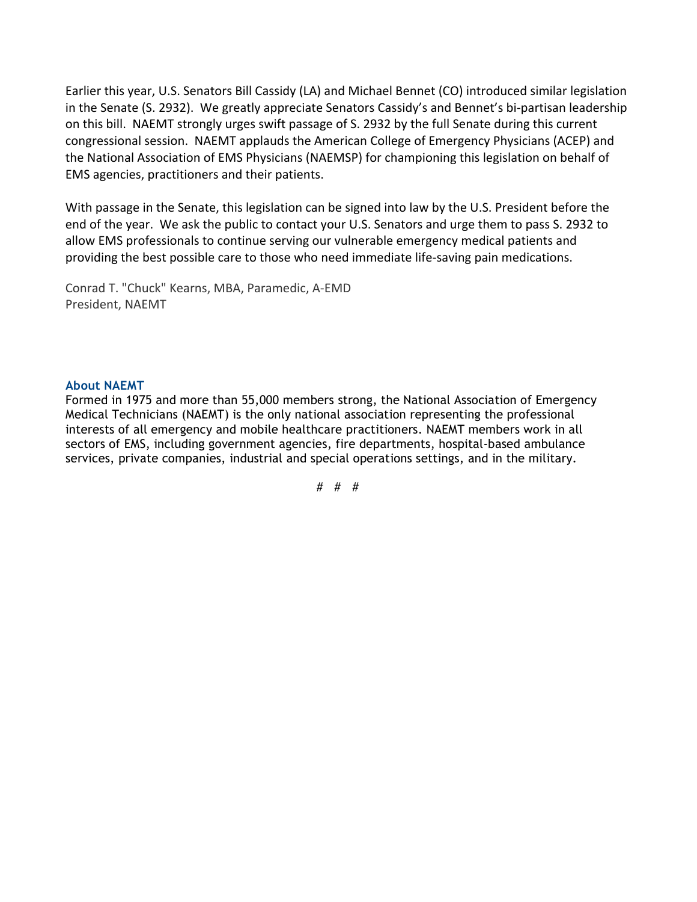Earlier this year, U.S. Senators Bill Cassidy (LA) and Michael Bennet (CO) introduced similar legislation in the Senate (S. 2932). We greatly appreciate Senators Cassidy's and Bennet's bi-partisan leadership on this bill. NAEMT strongly urges swift passage of S. 2932 by the full Senate during this current congressional session. NAEMT applauds the American College of Emergency Physicians (ACEP) and the National Association of EMS Physicians (NAEMSP) for championing this legislation on behalf of EMS agencies, practitioners and their patients.

With passage in the Senate, this legislation can be signed into law by the U.S. President before the end of the year. We ask the public to contact your U.S. Senators and urge them to pass S. 2932 to allow EMS professionals to continue serving our vulnerable emergency medical patients and providing the best possible care to those who need immediate life-saving pain medications.

Conrad T. "Chuck" Kearns, MBA, Paramedic, A-EMD
President, NAEMT

**About NAEMT**

Formed in 1975 and more than 55,000 members strong, the National Association of Emergency Medical Technicians (NAEMT) is the only national association representing the professional interests of all emergency and mobile healthcare practitioners. NAEMT members work in all sectors of EMS, including government agencies, fire departments, hospital-based ambulance services, private companies, industrial and special operations settings, and in the military.

# # #